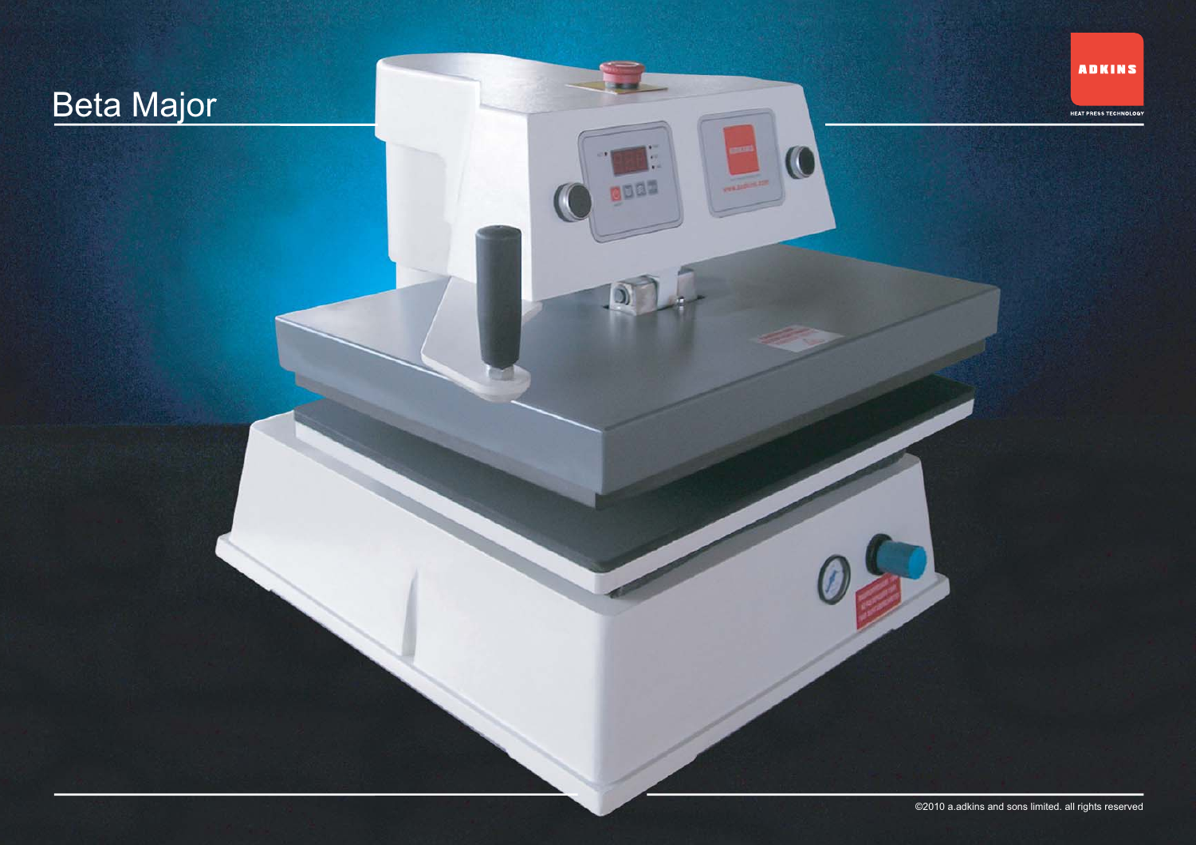# Beta Major

ADKINS

HEAT PRESS TECHNOLOGY

©2010 a.adkins and sons limited. all rights reserved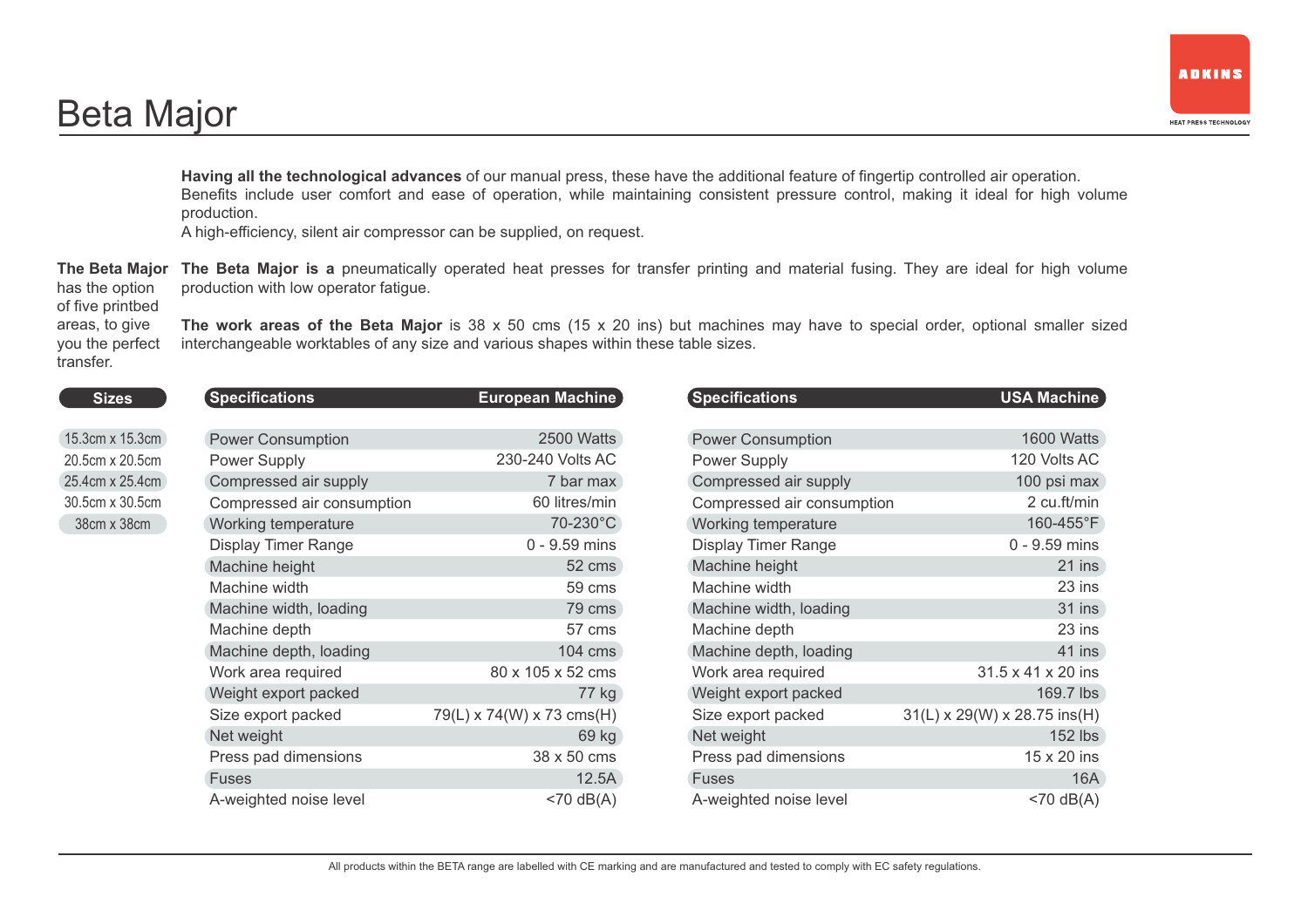# Beta Major

ADKINS
HEAT PRESS TECHNOLOGY

**Having all the technological advances** of our manual press, these have the additional feature of fingertip controlled air operation. Benefits include user comfort and ease of operation, while maintaining consistent pressure control, making it ideal for high volume production.
A high-efficiency, silent air compressor can be supplied, on request.

**The Beta Major** has the option of five printbed areas, to give you the perfect transfer.

**The Beta Major is a** pneumatically operated heat presses for transfer printing and material fusing. They are ideal for high volume production with low operator fatigue.

**The work areas of the Beta Major** is 38 x 50 cms (15 x 20 ins) but machines may have to special order, optional smaller sized interchangeable worktables of any size and various shapes within these table sizes.

| Sizes |
|---|
| 15.3cm x 15.3cm |
| 20.5cm x 20.5cm |
| 25.4cm x 25.4cm |
| 30.5cm x 30.5cm |
| 38cm x 38cm |

| Specifications | European Machine |
|---|---|
| Power Consumption | 2500 Watts |
| Power Supply | 230-240 Volts AC |
| Compressed air supply | 7 bar max |
| Compressed air consumption | 60 litres/min |
| Working temperature | 70-230°C |
| Display Timer Range | 0 - 9.59 mins |
| Machine height | 52 cms |
| Machine width | 59 cms |
| Machine width, loading | 79 cms |
| Machine depth | 57 cms |
| Machine depth, loading | 104 cms |
| Work area required | 80 x 105 x 52 cms |
| Weight export packed | 77 kg |
| Size export packed | 79(L) x 74(W) x 73 cms(H) |
| Net weight | 69 kg |
| Press pad dimensions | 38 x 50 cms |
| Fuses | 12.5A |
| A-weighted noise level | <70 dB(A) |

| Specifications | USA Machine |
|---|---|
| Power Consumption | 1600 Watts |
| Power Supply | 120 Volts AC |
| Compressed air supply | 100 psi max |
| Compressed air consumption | 2 cu.ft/min |
| Working temperature | 160-455°F |
| Display Timer Range | 0 - 9.59 mins |
| Machine height | 21 ins |
| Machine width | 23 ins |
| Machine width, loading | 31 ins |
| Machine depth | 23 ins |
| Machine depth, loading | 41 ins |
| Work area required | 31.5 x 41 x 20 ins |
| Weight export packed | 169.7 lbs |
| Size export packed | 31(L) x 29(W) x 28.75 ins(H) |
| Net weight | 152 lbs |
| Press pad dimensions | 15 x 20 ins |
| Fuses | 16A |
| A-weighted noise level | <70 dB(A) |

All products within the BETA range are labelled with CE marking and are manufactured and tested to comply with EC safety regulations.